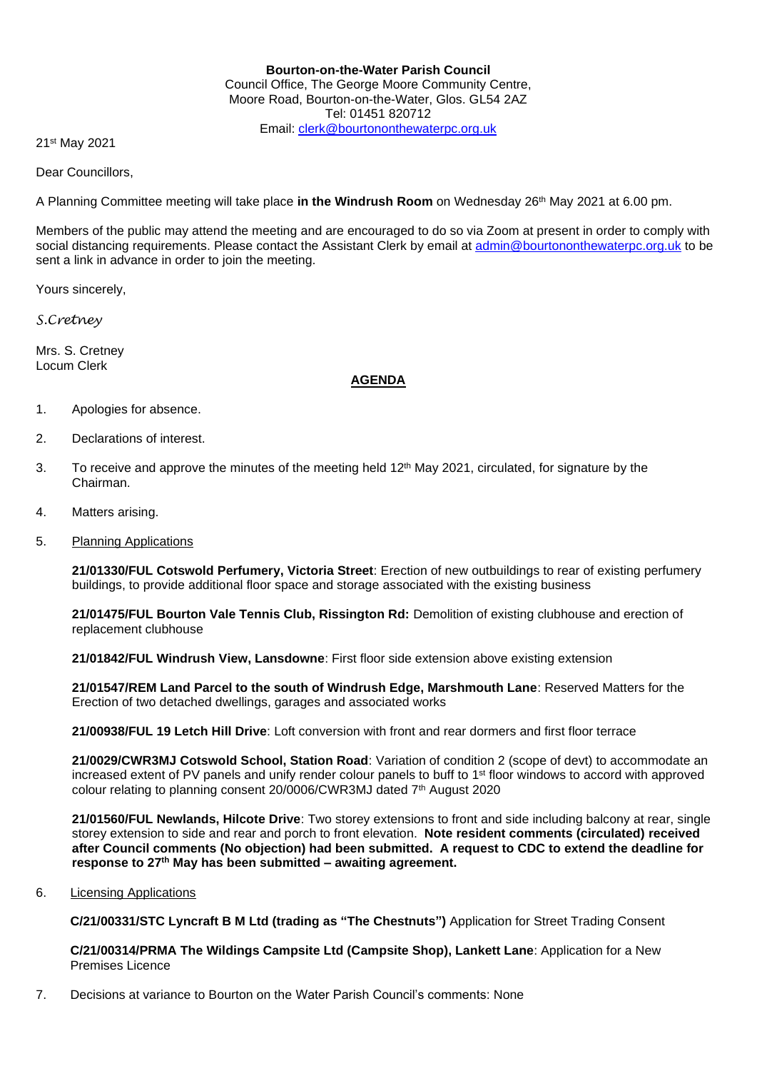**Bourton-on-the-Water Parish Council**
Council Office, The George Moore Community Centre,
Moore Road, Bourton-on-the-Water, Glos. GL54 2AZ
Tel: 01451 820712
Email: clerk@bourtononthewaterpc.org.uk

21st May 2021

Dear Councillors,

A Planning Committee meeting will take place **in the Windrush Room** on Wednesday 26th May 2021 at 6.00 pm.

Members of the public may attend the meeting and are encouraged to do so via Zoom at present in order to comply with social distancing requirements. Please contact the Assistant Clerk by email at admin@bourtononthewaterpc.org.uk to be sent a link in advance in order to join the meeting.

Yours sincerely,

*S.Cretney*

Mrs. S. Cretney
Locum Clerk

## AGENDA

1. Apologies for absence.

2. Declarations of interest.

3. To receive and approve the minutes of the meeting held 12th May 2021, circulated, for signature by the Chairman.

4. Matters arising.

5. Planning Applications

   **21/01330/FUL Cotswold Perfumery, Victoria Street**: Erection of new outbuildings to rear of existing perfumery buildings, to provide additional floor space and storage associated with the existing business

   **21/01475/FUL Bourton Vale Tennis Club, Rissington Rd:** Demolition of existing clubhouse and erection of replacement clubhouse

   **21/01842/FUL Windrush View, Lansdowne**: First floor side extension above existing extension

   **21/01547/REM Land Parcel to the south of Windrush Edge, Marshmouth Lane**: Reserved Matters for the Erection of two detached dwellings, garages and associated works

   **21/00938/FUL 19 Letch Hill Drive**: Loft conversion with front and rear dormers and first floor terrace

   **21/0029/CWR3MJ Cotswold School, Station Road**: Variation of condition 2 (scope of devt) to accommodate an increased extent of PV panels and unify render colour panels to buff to 1st floor windows to accord with approved colour relating to planning consent 20/0006/CWR3MJ dated 7th August 2020

   **21/01560/FUL Newlands, Hilcote Drive**: Two storey extensions to front and side including balcony at rear, single storey extension to side and rear and porch to front elevation. **Note resident comments (circulated) received after Council comments (No objection) had been submitted. A request to CDC to extend the deadline for response to 27th May has been submitted – awaiting agreement.**

6. Licensing Applications

   **C/21/00331/STC Lyncraft B M Ltd (trading as "The Chestnuts")** Application for Street Trading Consent

   **C/21/00314/PRMA The Wildings Campsite Ltd (Campsite Shop), Lankett Lane**: Application for a New Premises Licence

7. Decisions at variance to Bourton on the Water Parish Council's comments: None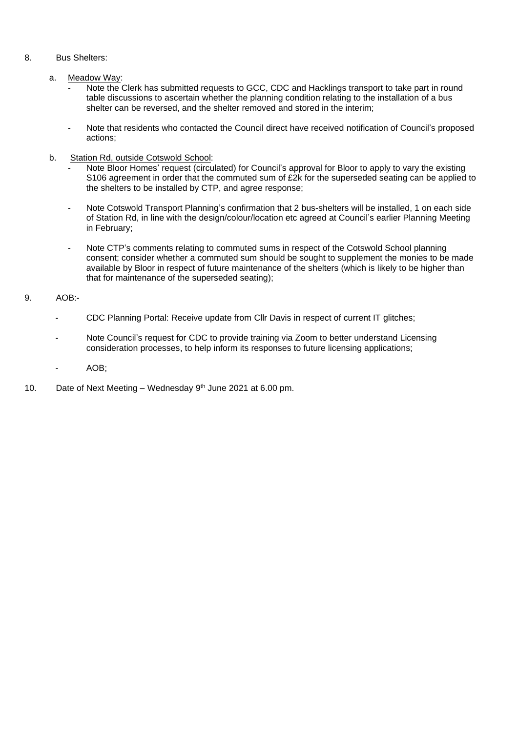8. Bus Shelters:

   a. <u>Meadow Way</u>:
      - Note the Clerk has submitted requests to GCC, CDC and Hacklings transport to take part in round table discussions to ascertain whether the planning condition relating to the installation of a bus shelter can be reversed, and the shelter removed and stored in the interim;

      - Note that residents who contacted the Council direct have received notification of Council's proposed actions;

   b. <u>Station Rd, outside Cotswold School</u>:
      - Note Bloor Homes' request (circulated) for Council's approval for Bloor to apply to vary the existing S106 agreement in order that the commuted sum of £2k for the superseded seating can be applied to the shelters to be installed by CTP, and agree response;

      - Note Cotswold Transport Planning's confirmation that 2 bus-shelters will be installed, 1 on each side of Station Rd, in line with the design/colour/location etc agreed at Council's earlier Planning Meeting in February;

      - Note CTP's comments relating to commuted sums in respect of the Cotswold School planning consent; consider whether a commuted sum should be sought to supplement the monies to be made available by Bloor in respect of future maintenance of the shelters (which is likely to be higher than that for maintenance of the superseded seating);

9. AOB:-

   - CDC Planning Portal: Receive update from Cllr Davis in respect of current IT glitches;

   - Note Council's request for CDC to provide training via Zoom to better understand Licensing consideration processes, to help inform its responses to future licensing applications;

   - AOB;

10. Date of Next Meeting – Wednesday 9th June 2021 at 6.00 pm.